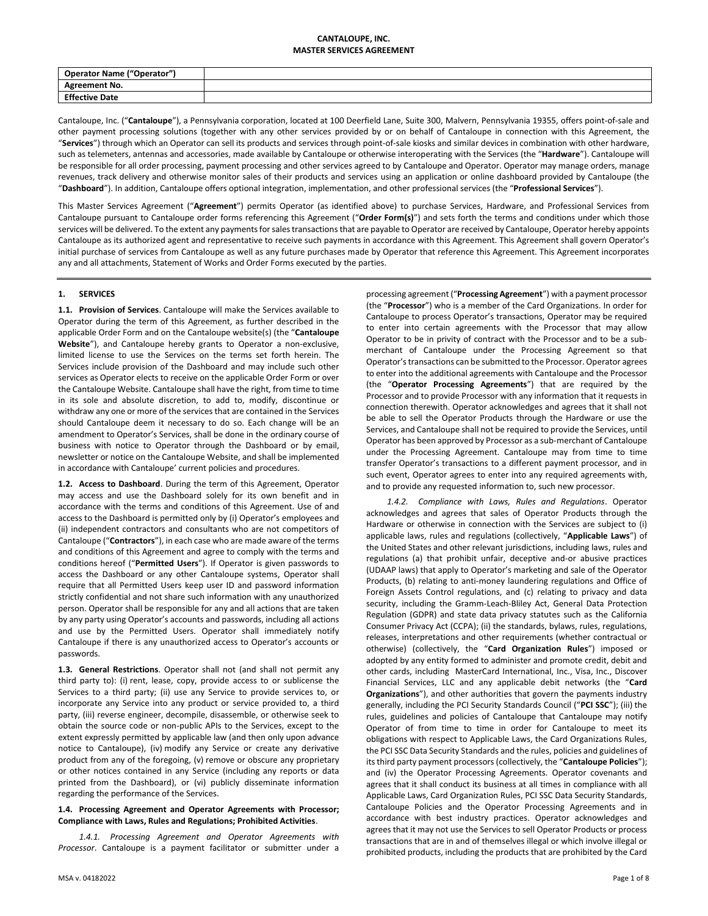# CANTALOUPE, INC.
## MASTER SERVICES AGREEMENT

| Operator Name ("Operator") | |
|---|---|
| Agreement No. | |
| Effective Date | |

Cantaloupe, Inc. ("**Cantaloupe**"), a Pennsylvania corporation, located at 100 Deerfield Lane, Suite 300, Malvern, Pennsylvania 19355, offers point-of-sale and other payment processing solutions (together with any other services provided by or on behalf of Cantaloupe in connection with this Agreement, the "**Services**") through which an Operator can sell its products and services through point-of-sale kiosks and similar devices in combination with other hardware, such as telemeters, antennas and accessories, made available by Cantaloupe or otherwise interoperating with the Services (the "**Hardware**"). Cantaloupe will be responsible for all order processing, payment processing and other services agreed to by Cantaloupe and Operator. Operator may manage orders, manage revenues, track delivery and otherwise monitor sales of their products and services using an application or online dashboard provided by Cantaloupe (the "**Dashboard**"). In addition, Cantaloupe offers optional integration, implementation, and other professional services (the "**Professional Services**").

This Master Services Agreement ("**Agreement**") permits Operator (as identified above) to purchase Services, Hardware, and Professional Services from Cantaloupe pursuant to Cantaloupe order forms referencing this Agreement ("**Order Form(s)**") and sets forth the terms and conditions under which those services will be delivered. To the extent any payments for sales transactions that are payable to Operator are received by Cantaloupe, Operator hereby appoints Cantaloupe as its authorized agent and representative to receive such payments in accordance with this Agreement. This Agreement shall govern Operator's initial purchase of services from Cantaloupe as well as any future purchases made by Operator that reference this Agreement. This Agreement incorporates any and all attachments, Statement of Works and Order Forms executed by the parties.

## 1. SERVICES

**1.1. Provision of Services**. Cantaloupe will make the Services available to Operator during the term of this Agreement, as further described in the applicable Order Form and on the Cantaloupe website(s) (the "**Cantaloupe Website**"), and Cantaloupe hereby grants to Operator a non-exclusive, limited license to use the Services on the terms set forth herein. The Services include provision of the Dashboard and may include such other services as Operator elects to receive on the applicable Order Form or over the Cantaloupe Website. Cantaloupe shall have the right, from time to time in its sole and absolute discretion, to add to, modify, discontinue or withdraw any one or more of the services that are contained in the Services should Cantaloupe deem it necessary to do so. Each change will be an amendment to Operator's Services, shall be done in the ordinary course of business with notice to Operator through the Dashboard or by email, newsletter or notice on the Cantaloupe Website, and shall be implemented in accordance with Cantaloupe' current policies and procedures.

**1.2. Access to Dashboard**. During the term of this Agreement, Operator may access and use the Dashboard solely for its own benefit and in accordance with the terms and conditions of this Agreement. Use of and access to the Dashboard is permitted only by (i) Operator's employees and (ii) independent contractors and consultants who are not competitors of Cantaloupe ("**Contractors**"), in each case who are made aware of the terms and conditions of this Agreement and agree to comply with the terms and conditions hereof ("**Permitted Users**"). If Operator is given passwords to access the Dashboard or any other Cantaloupe systems, Operator shall require that all Permitted Users keep user ID and password information strictly confidential and not share such information with any unauthorized person. Operator shall be responsible for any and all actions that are taken by any party using Operator's accounts and passwords, including all actions and use by the Permitted Users. Operator shall immediately notify Cantaloupe if there is any unauthorized access to Operator's accounts or passwords.

**1.3. General Restrictions**. Operator shall not (and shall not permit any third party to): (i) rent, lease, copy, provide access to or sublicense the Services to a third party; (ii) use any Service to provide services to, or incorporate any Service into any product or service provided to, a third party, (iii) reverse engineer, decompile, disassemble, or otherwise seek to obtain the source code or non-public APIs to the Services, except to the extent expressly permitted by applicable law (and then only upon advance notice to Cantaloupe), (iv) modify any Service or create any derivative product from any of the foregoing, (v) remove or obscure any proprietary or other notices contained in any Service (including any reports or data printed from the Dashboard), or (vi) publicly disseminate information regarding the performance of the Services.

**1.4. Processing Agreement and Operator Agreements with Processor; Compliance with Laws, Rules and Regulations; Prohibited Activities**.

*1.4.1. Processing Agreement and Operator Agreements with Processor*. Cantaloupe is a payment facilitator or submitter under a processing agreement ("**Processing Agreement**") with a payment processor (the "**Processor**") who is a member of the Card Organizations. In order for Cantaloupe to process Operator's transactions, Operator may be required to enter into certain agreements with the Processor that may allow Operator to be in privity of contract with the Processor and to be a sub-merchant of Cantaloupe under the Processing Agreement so that Operator's transactions can be submitted to the Processor. Operator agrees to enter into the additional agreements with Cantaloupe and the Processor (the "**Operator Processing Agreements**") that are required by the Processor and to provide Processor with any information that it requests in connection therewith. Operator acknowledges and agrees that it shall not be able to sell the Operator Products through the Hardware or use the Services, and Cantaloupe shall not be required to provide the Services, until Operator has been approved by Processor as a sub-merchant of Cantaloupe under the Processing Agreement. Cantaloupe may from time to time transfer Operator's transactions to a different payment processor, and in such event, Operator agrees to enter into any required agreements with, and to provide any requested information to, such new processor.

*1.4.2. Compliance with Laws, Rules and Regulations*. Operator acknowledges and agrees that sales of Operator Products through the Hardware or otherwise in connection with the Services are subject to (i) applicable laws, rules and regulations (collectively, "**Applicable Laws**") of the United States and other relevant jurisdictions, including laws, rules and regulations (a) that prohibit unfair, deceptive and-or abusive practices (UDAAP laws) that apply to Operator's marketing and sale of the Operator Products, (b) relating to anti-money laundering regulations and Office of Foreign Assets Control regulations, and (c) relating to privacy and data security, including the Gramm-Leach-Bliley Act, General Data Protection Regulation (GDPR) and state data privacy statutes such as the California Consumer Privacy Act (CCPA); (ii) the standards, bylaws, rules, regulations, releases, interpretations and other requirements (whether contractual or otherwise) (collectively, the "**Card Organization Rules**") imposed or adopted by any entity formed to administer and promote credit, debit and other cards, including MasterCard International, Inc., Visa, Inc., Discover Financial Services, LLC and any applicable debit networks (the "**Card Organizations**"), and other authorities that govern the payments industry generally, including the PCI Security Standards Council ("**PCI SSC**"); (iii) the rules, guidelines and policies of Cantaloupe that Cantaloupe may notify Operator of from time to time in order for Cantaloupe to meet its obligations with respect to Applicable Laws, the Card Organizations Rules, the PCI SSC Data Security Standards and the rules, policies and guidelines of its third party payment processors (collectively, the "**Cantaloupe Policies**"); and (iv) the Operator Processing Agreements. Operator covenants and agrees that it shall conduct its business at all times in compliance with all Applicable Laws, Card Organization Rules, PCI SSC Data Security Standards, Cantaloupe Policies and the Operator Processing Agreements and in accordance with best industry practices. Operator acknowledges and agrees that it may not use the Services to sell Operator Products or process transactions that are in and of themselves illegal or which involve illegal or prohibited products, including the products that are prohibited by the Card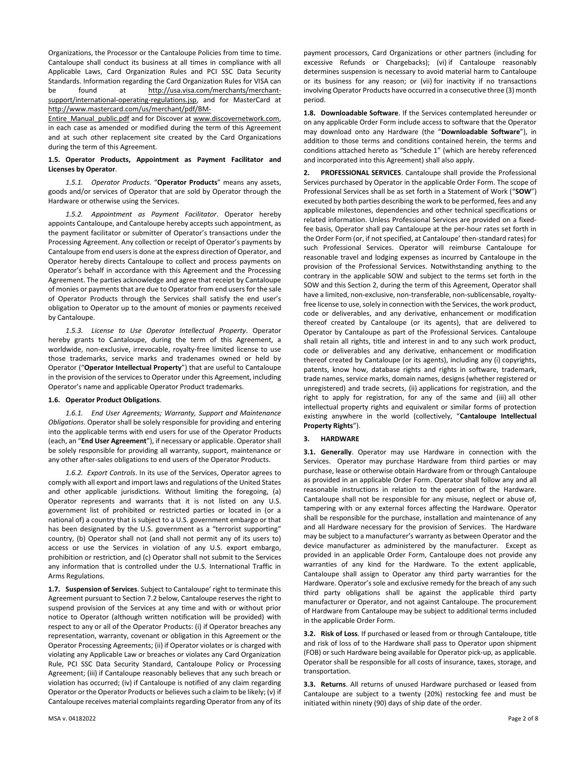Organizations, the Processor or the Cantaloupe Policies from time to time. Cantaloupe shall conduct its business at all times in compliance with all Applicable Laws, Card Organization Rules and PCI SSC Data Security Standards. Information regarding the Card Organization Rules for VISA can be found at http://usa.visa.com/merchants/merchant-support/international-operating-regulations.jsp, and for MasterCard at http://www.mastercard.com/us/merchant/pdf/BM-Entire_Manual_public.pdf and for Discover at www.discovernetwork.com, in each case as amended or modified during the term of this Agreement and at such other replacement site created by the Card Organizations during the term of this Agreement.

**1.5. Operator Products, Appointment as Payment Facilitator and Licenses by Operator**.

*1.5.1. Operator Products*. "**Operator Products**" means any assets, goods and/or services of Operator that are sold by Operator through the Hardware or otherwise using the Services.

*1.5.2. Appointment as Payment Facilitator*. Operator hereby appoints Cantaloupe, and Cantaloupe hereby accepts such appointment, as the payment facilitator or submitter of Operator's transactions under the Processing Agreement. Any collection or receipt of Operator's payments by Cantaloupe from end users is done at the express direction of Operator, and Operator hereby directs Cantaloupe to collect and process payments on Operator's behalf in accordance with this Agreement and the Processing Agreement. The parties acknowledge and agree that receipt by Cantaloupe of monies or payments that are due to Operator from end users for the sale of Operator Products through the Services shall satisfy the end user's obligation to Operator up to the amount of monies or payments received by Cantaloupe.

*1.5.3. License to Use Operator Intellectual Property*. Operator hereby grants to Cantaloupe, during the term of this Agreement, a worldwide, non-exclusive, irrevocable, royalty-free limited license to use those trademarks, service marks and tradenames owned or held by Operator ("**Operator Intellectual Property**") that are useful to Cantaloupe in the provision of the services to Operator under this Agreement, including Operator's name and applicable Operator Product trademarks.

**1.6. Operator Product Obligations**.

*1.6.1. End User Agreements; Warranty, Support and Maintenance Obligations*. Operator shall be solely responsible for providing and entering into the applicable terms with end users for use of the Operator Products (each, an "**End User Agreement**"), if necessary or applicable. Operator shall be solely responsible for providing all warranty, support, maintenance or any other after-sales obligations to end users of the Operator Products.

*1.6.2. Export Controls*. In its use of the Services, Operator agrees to comply with all export and import laws and regulations of the United States and other applicable jurisdictions. Without limiting the foregoing, (a) Operator represents and warrants that it is not listed on any U.S. government list of prohibited or restricted parties or located in (or a national of) a country that is subject to a U.S. government embargo or that has been designated by the U.S. government as a "terrorist supporting" country, (b) Operator shall not (and shall not permit any of its users to) access or use the Services in violation of any U.S. export embargo, prohibition or restriction, and (c) Operator shall not submit to the Services any information that is controlled under the U.S. International Traffic in Arms Regulations.

**1.7. Suspension of Services**. Subject to Cantaloupe' right to terminate this Agreement pursuant to Section 7.2 below, Cantaloupe reserves the right to suspend provision of the Services at any time and with or without prior notice to Operator (although written notification will be provided) with respect to any or all of the Operator Products: (i) if Operator breaches any representation, warranty, covenant or obligation in this Agreement or the Operator Processing Agreements; (ii) if Operator violates or is charged with violating any Applicable Law or breaches or violates any Card Organization Rule, PCI SSC Data Security Standard, Cantaloupe Policy or Processing Agreement; (iii) if Cantaloupe reasonably believes that any such breach or violation has occurred; (iv) if Cantaloupe is notified of any claim regarding Operator or the Operator Products or believes such a claim to be likely; (v) if Cantaloupe receives material complaints regarding Operator from any of its payment processors, Card Organizations or other partners (including for excessive Refunds or Chargebacks); (vi) if Cantaloupe reasonably determines suspension is necessary to avoid material harm to Cantaloupe or its business for any reason; or (vii) for inactivity if no transactions involving Operator Products have occurred in a consecutive three (3) month period.

**1.8. Downloadable Software**. If the Services contemplated hereunder or on any applicable Order Form include access to software that the Operator may download onto any Hardware (the "**Downloadable Software**"), in addition to those terms and conditions contained herein, the terms and conditions attached hereto as "Schedule 1" (which are hereby referenced and incorporated into this Agreement) shall also apply.

**2. PROFESSIONAL SERVICES**. Cantaloupe shall provide the Professional Services purchased by Operator in the applicable Order Form. The scope of Professional Services shall be as set forth in a Statement of Work ("**SOW**") executed by both parties describing the work to be performed, fees and any applicable milestones, dependencies and other technical specifications or related information. Unless Professional Services are provided on a fixed-fee basis, Operator shall pay Cantaloupe at the per-hour rates set forth in the Order Form (or, if not specified, at Cantaloupe' then-standard rates) for such Professional Services. Operator will reimburse Cantaloupe for reasonable travel and lodging expenses as incurred by Cantaloupe in the provision of the Professional Services. Notwithstanding anything to the contrary in the applicable SOW and subject to the terms set forth in the SOW and this Section 2, during the term of this Agreement, Operator shall have a limited, non-exclusive, non-transferable, non-sublicensable, royalty-free license to use, solely in connection with the Services, the work product, code or deliverables, and any derivative, enhancement or modification thereof created by Cantaloupe (or its agents), that are delivered to Operator by Cantaloupe as part of the Professional Services. Cantaloupe shall retain all rights, title and interest in and to any such work product, code or deliverables and any derivative, enhancement or modification thereof created by Cantaloupe (or its agents), including any (i) copyrights, patents, know how, database rights and rights in software, trademark, trade names, service marks, domain names, designs (whether registered or unregistered) and trade secrets, (ii) applications for registration, and the right to apply for registration, for any of the same and (iii) all other intellectual property rights and equivalent or similar forms of protection existing anywhere in the world (collectively, "**Cantaloupe Intellectual Property Rights**").

**3. HARDWARE**

**3.1. Generally**. Operator may use Hardware in connection with the Services. Operator may purchase Hardware from third parties or may purchase, lease or otherwise obtain Hardware from or through Cantaloupe as provided in an applicable Order Form. Operator shall follow any and all reasonable instructions in relation to the operation of the Hardware. Cantaloupe shall not be responsible for any misuse, neglect or abuse of, tampering with or any external forces affecting the Hardware. Operator shall be responsible for the purchase, installation and maintenance of any and all Hardware necessary for the provision of Services. The Hardware may be subject to a manufacturer's warranty as between Operator and the device manufacturer as administered by the manufacturer. Except as provided in an applicable Order Form, Cantaloupe does not provide any warranties of any kind for the Hardware. To the extent applicable, Cantaloupe shall assign to Operator any third party warranties for the Hardware. Operator's sole and exclusive remedy for the breach of any such third party obligations shall be against the applicable third party manufacturer or Operator, and not against Cantaloupe. The procurement of Hardware from Cantaloupe may be subject to additional terms included in the applicable Order Form.

**3.2. Risk of Loss**. If purchased or leased from or through Cantaloupe, title and risk of loss of to the Hardware shall pass to Operator upon shipment (FOB) or such Hardware being available for Operator pick-up, as applicable. Operator shall be responsible for all costs of insurance, taxes, storage, and transportation.

**3.3. Returns**. All returns of unused Hardware purchased or leased from Cantaloupe are subject to a twenty (20%) restocking fee and must be initiated within ninety (90) days of ship date of the order.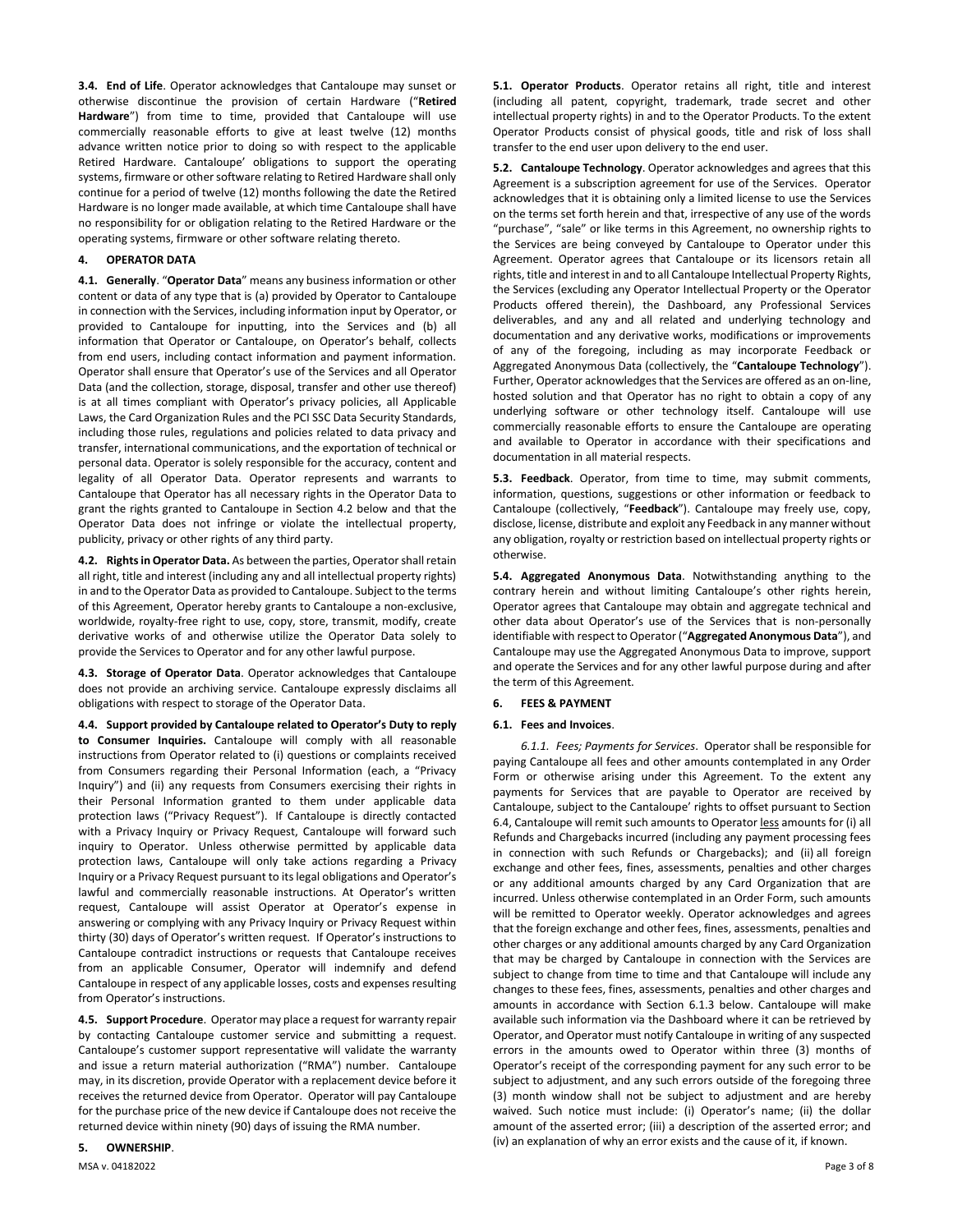**3.4. End of Life**. Operator acknowledges that Cantaloupe may sunset or otherwise discontinue the provision of certain Hardware ("**Retired Hardware**") from time to time, provided that Cantaloupe will use commercially reasonable efforts to give at least twelve (12) months advance written notice prior to doing so with respect to the applicable Retired Hardware. Cantaloupe' obligations to support the operating systems, firmware or other software relating to Retired Hardware shall only continue for a period of twelve (12) months following the date the Retired Hardware is no longer made available, at which time Cantaloupe shall have no responsibility for or obligation relating to the Retired Hardware or the operating systems, firmware or other software relating thereto.

## 4. OPERATOR DATA

**4.1. Generally**. "**Operator Data**" means any business information or other content or data of any type that is (a) provided by Operator to Cantaloupe in connection with the Services, including information input by Operator, or provided to Cantaloupe for inputting, into the Services and (b) all information that Operator or Cantaloupe, on Operator's behalf, collects from end users, including contact information and payment information. Operator shall ensure that Operator's use of the Services and all Operator Data (and the collection, storage, disposal, transfer and other use thereof) is at all times compliant with Operator's privacy policies, all Applicable Laws, the Card Organization Rules and the PCI SSC Data Security Standards, including those rules, regulations and policies related to data privacy and transfer, international communications, and the exportation of technical or personal data. Operator is solely responsible for the accuracy, content and legality of all Operator Data. Operator represents and warrants to Cantaloupe that Operator has all necessary rights in the Operator Data to grant the rights granted to Cantaloupe in Section 4.2 below and that the Operator Data does not infringe or violate the intellectual property, publicity, privacy or other rights of any third party.

**4.2. Rights in Operator Data.** As between the parties, Operator shall retain all right, title and interest (including any and all intellectual property rights) in and to the Operator Data as provided to Cantaloupe. Subject to the terms of this Agreement, Operator hereby grants to Cantaloupe a non-exclusive, worldwide, royalty-free right to use, copy, store, transmit, modify, create derivative works of and otherwise utilize the Operator Data solely to provide the Services to Operator and for any other lawful purpose.

**4.3. Storage of Operator Data**. Operator acknowledges that Cantaloupe does not provide an archiving service. Cantaloupe expressly disclaims all obligations with respect to storage of the Operator Data.

**4.4. Support provided by Cantaloupe related to Operator's Duty to reply to Consumer Inquiries.** Cantaloupe will comply with all reasonable instructions from Operator related to (i) questions or complaints received from Consumers regarding their Personal Information (each, a "Privacy Inquiry") and (ii) any requests from Consumers exercising their rights in their Personal Information granted to them under applicable data protection laws ("Privacy Request"). If Cantaloupe is directly contacted with a Privacy Inquiry or Privacy Request, Cantaloupe will forward such inquiry to Operator. Unless otherwise permitted by applicable data protection laws, Cantaloupe will only take actions regarding a Privacy Inquiry or a Privacy Request pursuant to its legal obligations and Operator's lawful and commercially reasonable instructions. At Operator's written request, Cantaloupe will assist Operator at Operator's expense in answering or complying with any Privacy Inquiry or Privacy Request within thirty (30) days of Operator's written request. If Operator's instructions to Cantaloupe contradict instructions or requests that Cantaloupe receives from an applicable Consumer, Operator will indemnify and defend Cantaloupe in respect of any applicable losses, costs and expenses resulting from Operator's instructions.

**4.5. Support Procedure**. Operator may place a request for warranty repair by contacting Cantaloupe customer service and submitting a request. Cantaloupe's customer support representative will validate the warranty and issue a return material authorization ("RMA") number. Cantaloupe may, in its discretion, provide Operator with a replacement device before it receives the returned device from Operator. Operator will pay Cantaloupe for the purchase price of the new device if Cantaloupe does not receive the returned device within ninety (90) days of issuing the RMA number.

## 5. OWNERSHIP.

**5.1. Operator Products**. Operator retains all right, title and interest (including all patent, copyright, trademark, trade secret and other intellectual property rights) in and to the Operator Products. To the extent Operator Products consist of physical goods, title and risk of loss shall transfer to the end user upon delivery to the end user.

**5.2. Cantaloupe Technology**. Operator acknowledges and agrees that this Agreement is a subscription agreement for use of the Services. Operator acknowledges that it is obtaining only a limited license to use the Services on the terms set forth herein and that, irrespective of any use of the words "purchase", "sale" or like terms in this Agreement, no ownership rights to the Services are being conveyed by Cantaloupe to Operator under this Agreement. Operator agrees that Cantaloupe or its licensors retain all rights, title and interest in and to all Cantaloupe Intellectual Property Rights, the Services (excluding any Operator Intellectual Property or the Operator Products offered therein), the Dashboard, any Professional Services deliverables, and any and all related and underlying technology and documentation and any derivative works, modifications or improvements of any of the foregoing, including as may incorporate Feedback or Aggregated Anonymous Data (collectively, the "**Cantaloupe Technology**"). Further, Operator acknowledges that the Services are offered as an on-line, hosted solution and that Operator has no right to obtain a copy of any underlying software or other technology itself. Cantaloupe will use commercially reasonable efforts to ensure the Cantaloupe are operating and available to Operator in accordance with their specifications and documentation in all material respects.

**5.3. Feedback**. Operator, from time to time, may submit comments, information, questions, suggestions or other information or feedback to Cantaloupe (collectively, "**Feedback**"). Cantaloupe may freely use, copy, disclose, license, distribute and exploit any Feedback in any manner without any obligation, royalty or restriction based on intellectual property rights or otherwise.

**5.4. Aggregated Anonymous Data**. Notwithstanding anything to the contrary herein and without limiting Cantaloupe's other rights herein, Operator agrees that Cantaloupe may obtain and aggregate technical and other data about Operator's use of the Services that is non-personally identifiable with respect to Operator ("**Aggregated Anonymous Data**"), and Cantaloupe may use the Aggregated Anonymous Data to improve, support and operate the Services and for any other lawful purpose during and after the term of this Agreement.

## 6. FEES & PAYMENT

**6.1. Fees and Invoices**.

*6.1.1. Fees; Payments for Services*. Operator shall be responsible for paying Cantaloupe all fees and other amounts contemplated in any Order Form or otherwise arising under this Agreement. To the extent any payments for Services that are payable to Operator are received by Cantaloupe, subject to the Cantaloupe' rights to offset pursuant to Section 6.4, Cantaloupe will remit such amounts to Operator less amounts for (i) all Refunds and Chargebacks incurred (including any payment processing fees in connection with such Refunds or Chargebacks); and (ii) all foreign exchange and other fees, fines, assessments, penalties and other charges or any additional amounts charged by any Card Organization that are incurred. Unless otherwise contemplated in an Order Form, such amounts will be remitted to Operator weekly. Operator acknowledges and agrees that the foreign exchange and other fees, fines, assessments, penalties and other charges or any additional amounts charged by any Card Organization that may be charged by Cantaloupe in connection with the Services are subject to change from time to time and that Cantaloupe will include any changes to these fees, fines, assessments, penalties and other charges and amounts in accordance with Section 6.1.3 below. Cantaloupe will make available such information via the Dashboard where it can be retrieved by Operator, and Operator must notify Cantaloupe in writing of any suspected errors in the amounts owed to Operator within three (3) months of Operator's receipt of the corresponding payment for any such error to be subject to adjustment, and any such errors outside of the foregoing three (3) month window shall not be subject to adjustment and are hereby waived. Such notice must include: (i) Operator's name; (ii) the dollar amount of the asserted error; (iii) a description of the asserted error; and (iv) an explanation of why an error exists and the cause of it, if known.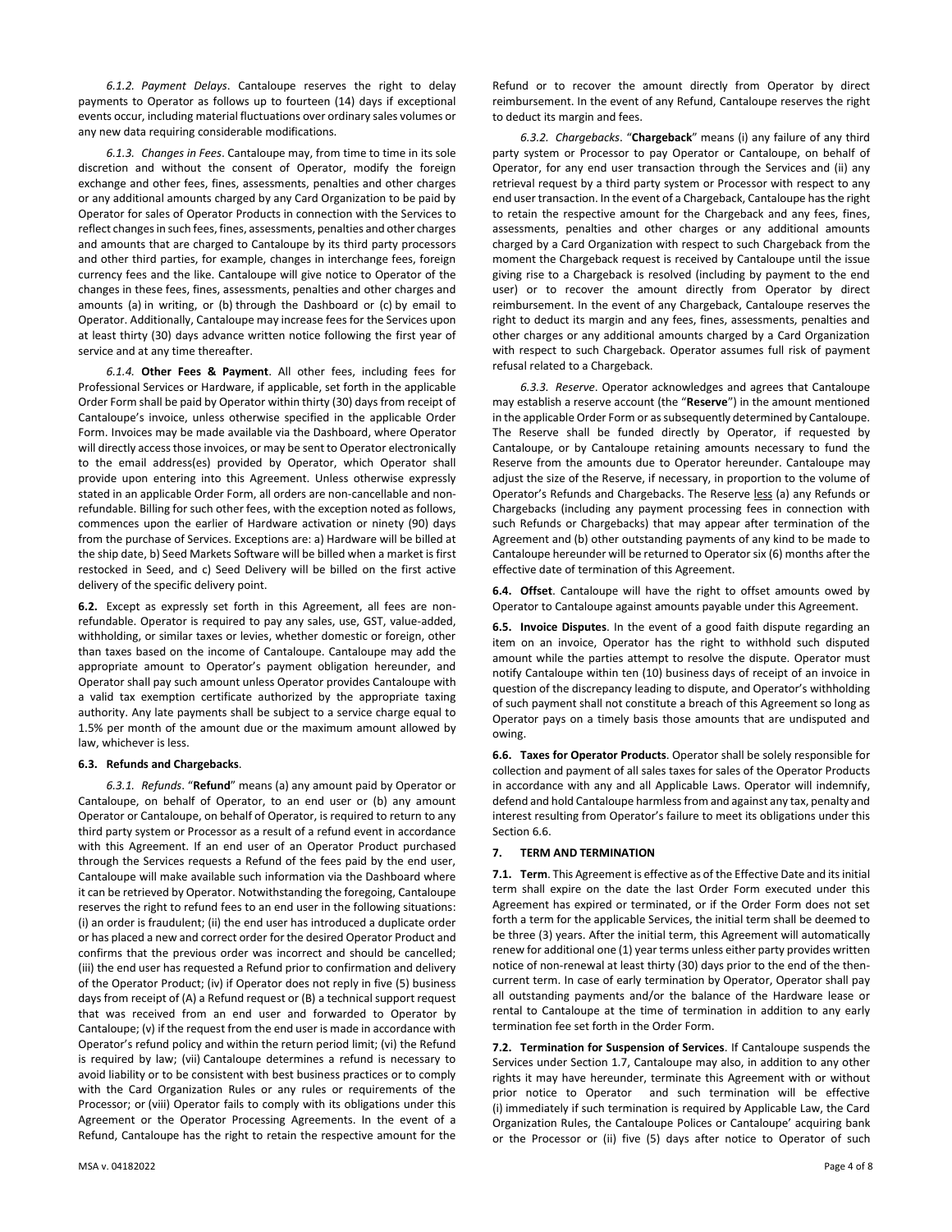*6.1.2. Payment Delays*. Cantaloupe reserves the right to delay payments to Operator as follows up to fourteen (14) days if exceptional events occur, including material fluctuations over ordinary sales volumes or any new data requiring considerable modifications.

*6.1.3. Changes in Fees*. Cantaloupe may, from time to time in its sole discretion and without the consent of Operator, modify the foreign exchange and other fees, fines, assessments, penalties and other charges or any additional amounts charged by any Card Organization to be paid by Operator for sales of Operator Products in connection with the Services to reflect changes in such fees, fines, assessments, penalties and other charges and amounts that are charged to Cantaloupe by its third party processors and other third parties, for example, changes in interchange fees, foreign currency fees and the like. Cantaloupe will give notice to Operator of the changes in these fees, fines, assessments, penalties and other charges and amounts (a) in writing, or (b) through the Dashboard or (c) by email to Operator. Additionally, Cantaloupe may increase fees for the Services upon at least thirty (30) days advance written notice following the first year of service and at any time thereafter.

*6.1.4.* **Other Fees & Payment**. All other fees, including fees for Professional Services or Hardware, if applicable, set forth in the applicable Order Form shall be paid by Operator within thirty (30) days from receipt of Cantaloupe's invoice, unless otherwise specified in the applicable Order Form. Invoices may be made available via the Dashboard, where Operator will directly access those invoices, or may be sent to Operator electronically to the email address(es) provided by Operator, which Operator shall provide upon entering into this Agreement. Unless otherwise expressly stated in an applicable Order Form, all orders are non-cancellable and non-refundable. Billing for such other fees, with the exception noted as follows, commences upon the earlier of Hardware activation or ninety (90) days from the purchase of Services. Exceptions are: a) Hardware will be billed at the ship date, b) Seed Markets Software will be billed when a market is first restocked in Seed, and c) Seed Delivery will be billed on the first active delivery of the specific delivery point.

**6.2.** Except as expressly set forth in this Agreement, all fees are non-refundable. Operator is required to pay any sales, use, GST, value-added, withholding, or similar taxes or levies, whether domestic or foreign, other than taxes based on the income of Cantaloupe. Cantaloupe may add the appropriate amount to Operator's payment obligation hereunder, and Operator shall pay such amount unless Operator provides Cantaloupe with a valid tax exemption certificate authorized by the appropriate taxing authority. Any late payments shall be subject to a service charge equal to 1.5% per month of the amount due or the maximum amount allowed by law, whichever is less.

**6.3. Refunds and Chargebacks**.

*6.3.1. Refunds*. "**Refund**" means (a) any amount paid by Operator or Cantaloupe, on behalf of Operator, to an end user or (b) any amount Operator or Cantaloupe, on behalf of Operator, is required to return to any third party system or Processor as a result of a refund event in accordance with this Agreement. If an end user of an Operator Product purchased through the Services requests a Refund of the fees paid by the end user, Cantaloupe will make available such information via the Dashboard where it can be retrieved by Operator. Notwithstanding the foregoing, Cantaloupe reserves the right to refund fees to an end user in the following situations: (i) an order is fraudulent; (ii) the end user has introduced a duplicate order or has placed a new and correct order for the desired Operator Product and confirms that the previous order was incorrect and should be cancelled; (iii) the end user has requested a Refund prior to confirmation and delivery of the Operator Product; (iv) if Operator does not reply in five (5) business days from receipt of (A) a Refund request or (B) a technical support request that was received from an end user and forwarded to Operator by Cantaloupe; (v) if the request from the end user is made in accordance with Operator's refund policy and within the return period limit; (vi) the Refund is required by law; (vii) Cantaloupe determines a refund is necessary to avoid liability or to be consistent with best business practices or to comply with the Card Organization Rules or any rules or requirements of the Processor; or (viii) Operator fails to comply with its obligations under this Agreement or the Operator Processing Agreements. In the event of a Refund, Cantaloupe has the right to retain the respective amount for the Refund or to recover the amount directly from Operator by direct reimbursement. In the event of any Refund, Cantaloupe reserves the right to deduct its margin and fees.

*6.3.2. Chargebacks*. "**Chargeback**" means (i) any failure of any third party system or Processor to pay Operator or Cantaloupe, on behalf of Operator, for any end user transaction through the Services and (ii) any retrieval request by a third party system or Processor with respect to any end user transaction. In the event of a Chargeback, Cantaloupe has the right to retain the respective amount for the Chargeback and any fees, fines, assessments, penalties and other charges or any additional amounts charged by a Card Organization with respect to such Chargeback from the moment the Chargeback request is received by Cantaloupe until the issue giving rise to a Chargeback is resolved (including by payment to the end user) or to recover the amount directly from Operator by direct reimbursement. In the event of any Chargeback, Cantaloupe reserves the right to deduct its margin and any fees, fines, assessments, penalties and other charges or any additional amounts charged by a Card Organization with respect to such Chargeback. Operator assumes full risk of payment refusal related to a Chargeback.

*6.3.3. Reserve*. Operator acknowledges and agrees that Cantaloupe may establish a reserve account (the "**Reserve**") in the amount mentioned in the applicable Order Form or as subsequently determined by Cantaloupe. The Reserve shall be funded directly by Operator, if requested by Cantaloupe, or by Cantaloupe retaining amounts necessary to fund the Reserve from the amounts due to Operator hereunder. Cantaloupe may adjust the size of the Reserve, if necessary, in proportion to the volume of Operator's Refunds and Chargebacks. The Reserve less (a) any Refunds or Chargebacks (including any payment processing fees in connection with such Refunds or Chargebacks) that may appear after termination of the Agreement and (b) other outstanding payments of any kind to be made to Cantaloupe hereunder will be returned to Operator six (6) months after the effective date of termination of this Agreement.

**6.4. Offset**. Cantaloupe will have the right to offset amounts owed by Operator to Cantaloupe against amounts payable under this Agreement.

**6.5. Invoice Disputes**. In the event of a good faith dispute regarding an item on an invoice, Operator has the right to withhold such disputed amount while the parties attempt to resolve the dispute. Operator must notify Cantaloupe within ten (10) business days of receipt of an invoice in question of the discrepancy leading to dispute, and Operator's withholding of such payment shall not constitute a breach of this Agreement so long as Operator pays on a timely basis those amounts that are undisputed and owing.

**6.6. Taxes for Operator Products**. Operator shall be solely responsible for collection and payment of all sales taxes for sales of the Operator Products in accordance with any and all Applicable Laws. Operator will indemnify, defend and hold Cantaloupe harmless from and against any tax, penalty and interest resulting from Operator's failure to meet its obligations under this Section 6.6.

## 7. TERM AND TERMINATION

**7.1. Term**. This Agreement is effective as of the Effective Date and its initial term shall expire on the date the last Order Form executed under this Agreement has expired or terminated, or if the Order Form does not set forth a term for the applicable Services, the initial term shall be deemed to be three (3) years. After the initial term, this Agreement will automatically renew for additional one (1) year terms unless either party provides written notice of non-renewal at least thirty (30) days prior to the end of the then-current term. In case of early termination by Operator, Operator shall pay all outstanding payments and/or the balance of the Hardware lease or rental to Cantaloupe at the time of termination in addition to any early termination fee set forth in the Order Form.

**7.2. Termination for Suspension of Services**. If Cantaloupe suspends the Services under Section 1.7, Cantaloupe may also, in addition to any other rights it may have hereunder, terminate this Agreement with or without prior notice to Operator and such termination will be effective (i) immediately if such termination is required by Applicable Law, the Card Organization Rules, the Cantaloupe Polices or Cantaloupe' acquiring bank or the Processor or (ii) five (5) days after notice to Operator of such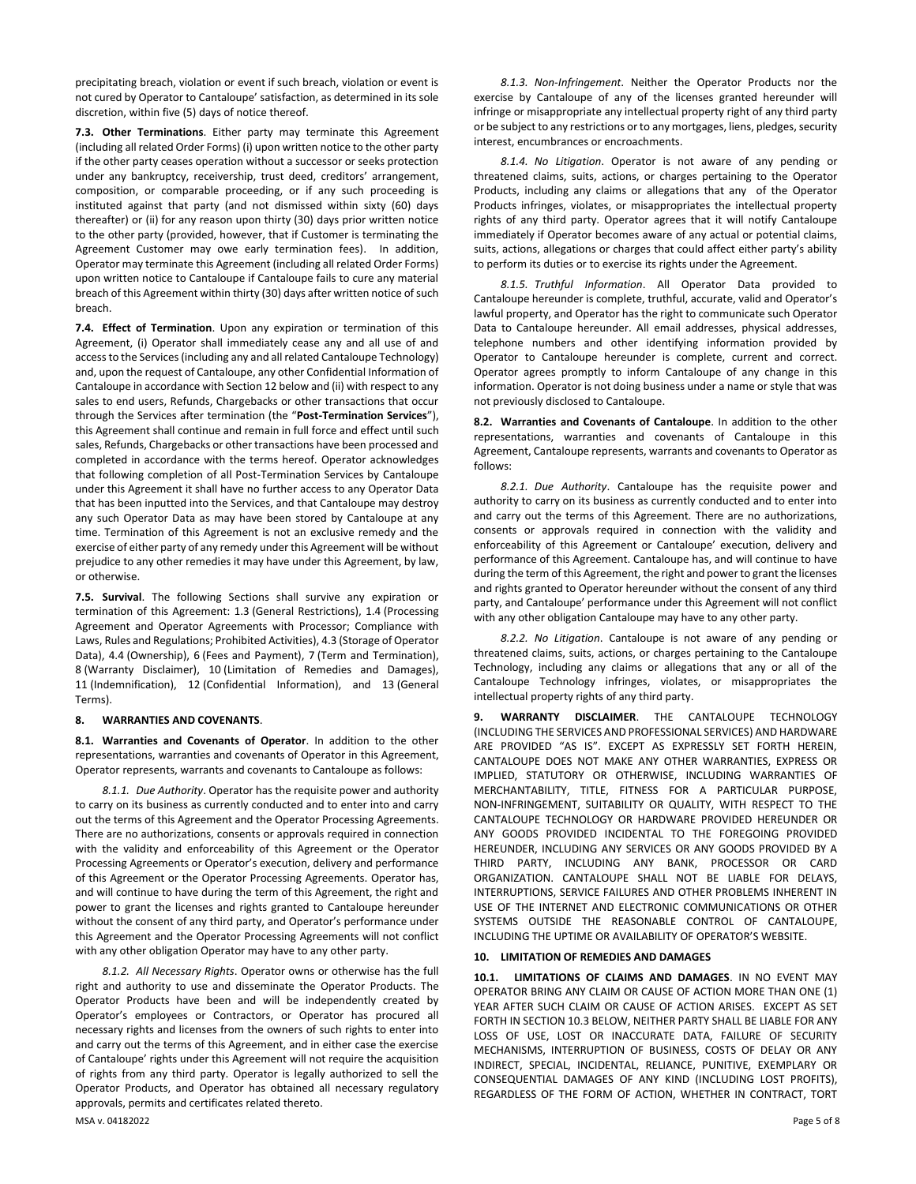precipitating breach, violation or event if such breach, violation or event is not cured by Operator to Cantaloupe' satisfaction, as determined in its sole discretion, within five (5) days of notice thereof.

**7.3. Other Terminations**. Either party may terminate this Agreement (including all related Order Forms) (i) upon written notice to the other party if the other party ceases operation without a successor or seeks protection under any bankruptcy, receivership, trust deed, creditors' arrangement, composition, or comparable proceeding, or if any such proceeding is instituted against that party (and not dismissed within sixty (60) days thereafter) or (ii) for any reason upon thirty (30) days prior written notice to the other party (provided, however, that if Customer is terminating the Agreement Customer may owe early termination fees). In addition, Operator may terminate this Agreement (including all related Order Forms) upon written notice to Cantaloupe if Cantaloupe fails to cure any material breach of this Agreement within thirty (30) days after written notice of such breach.

**7.4. Effect of Termination**. Upon any expiration or termination of this Agreement, (i) Operator shall immediately cease any and all use of and access to the Services (including any and all related Cantaloupe Technology) and, upon the request of Cantaloupe, any other Confidential Information of Cantaloupe in accordance with Section 12 below and (ii) with respect to any sales to end users, Refunds, Chargebacks or other transactions that occur through the Services after termination (the "**Post-Termination Services**"), this Agreement shall continue and remain in full force and effect until such sales, Refunds, Chargebacks or other transactions have been processed and completed in accordance with the terms hereof. Operator acknowledges that following completion of all Post-Termination Services by Cantaloupe under this Agreement it shall have no further access to any Operator Data that has been inputted into the Services, and that Cantaloupe may destroy any such Operator Data as may have been stored by Cantaloupe at any time. Termination of this Agreement is not an exclusive remedy and the exercise of either party of any remedy under this Agreement will be without prejudice to any other remedies it may have under this Agreement, by law, or otherwise.

**7.5. Survival**. The following Sections shall survive any expiration or termination of this Agreement: 1.3 (General Restrictions), 1.4 (Processing Agreement and Operator Agreements with Processor; Compliance with Laws, Rules and Regulations; Prohibited Activities), 4.3 (Storage of Operator Data), 4.4 (Ownership), 6 (Fees and Payment), 7 (Term and Termination), 8 (Warranty Disclaimer), 10 (Limitation of Remedies and Damages), 11 (Indemnification), 12 (Confidential Information), and 13 (General Terms).

**8. WARRANTIES AND COVENANTS**.

**8.1. Warranties and Covenants of Operator**. In addition to the other representations, warranties and covenants of Operator in this Agreement, Operator represents, warrants and covenants to Cantaloupe as follows:

*8.1.1. Due Authority*. Operator has the requisite power and authority to carry on its business as currently conducted and to enter into and carry out the terms of this Agreement and the Operator Processing Agreements. There are no authorizations, consents or approvals required in connection with the validity and enforceability of this Agreement or the Operator Processing Agreements or Operator's execution, delivery and performance of this Agreement or the Operator Processing Agreements. Operator has, and will continue to have during the term of this Agreement, the right and power to grant the licenses and rights granted to Cantaloupe hereunder without the consent of any third party, and Operator's performance under this Agreement and the Operator Processing Agreements will not conflict with any other obligation Operator may have to any other party.

*8.1.2. All Necessary Rights*. Operator owns or otherwise has the full right and authority to use and disseminate the Operator Products. The Operator Products have been and will be independently created by Operator's employees or Contractors, or Operator has procured all necessary rights and licenses from the owners of such rights to enter into and carry out the terms of this Agreement, and in either case the exercise of Cantaloupe' rights under this Agreement will not require the acquisition of rights from any third party. Operator is legally authorized to sell the Operator Products, and Operator has obtained all necessary regulatory approvals, permits and certificates related thereto.

*8.1.3. Non-Infringement*. Neither the Operator Products nor the exercise by Cantaloupe of any of the licenses granted hereunder will infringe or misappropriate any intellectual property right of any third party or be subject to any restrictions or to any mortgages, liens, pledges, security interest, encumbrances or encroachments.

*8.1.4. No Litigation*. Operator is not aware of any pending or threatened claims, suits, actions, or charges pertaining to the Operator Products, including any claims or allegations that any of the Operator Products infringes, violates, or misappropriates the intellectual property rights of any third party. Operator agrees that it will notify Cantaloupe immediately if Operator becomes aware of any actual or potential claims, suits, actions, allegations or charges that could affect either party's ability to perform its duties or to exercise its rights under the Agreement.

*8.1.5. Truthful Information*. All Operator Data provided to Cantaloupe hereunder is complete, truthful, accurate, valid and Operator's lawful property, and Operator has the right to communicate such Operator Data to Cantaloupe hereunder. All email addresses, physical addresses, telephone numbers and other identifying information provided by Operator to Cantaloupe hereunder is complete, current and correct. Operator agrees promptly to inform Cantaloupe of any change in this information. Operator is not doing business under a name or style that was not previously disclosed to Cantaloupe.

**8.2. Warranties and Covenants of Cantaloupe**. In addition to the other representations, warranties and covenants of Cantaloupe in this Agreement, Cantaloupe represents, warrants and covenants to Operator as follows:

*8.2.1. Due Authority*. Cantaloupe has the requisite power and authority to carry on its business as currently conducted and to enter into and carry out the terms of this Agreement. There are no authorizations, consents or approvals required in connection with the validity and enforceability of this Agreement or Cantaloupe' execution, delivery and performance of this Agreement. Cantaloupe has, and will continue to have during the term of this Agreement, the right and power to grant the licenses and rights granted to Operator hereunder without the consent of any third party, and Cantaloupe' performance under this Agreement will not conflict with any other obligation Cantaloupe may have to any other party.

*8.2.2. No Litigation*. Cantaloupe is not aware of any pending or threatened claims, suits, actions, or charges pertaining to the Cantaloupe Technology, including any claims or allegations that any or all of the Cantaloupe Technology infringes, violates, or misappropriates the intellectual property rights of any third party.

**9. WARRANTY DISCLAIMER**. THE CANTALOUPE TECHNOLOGY (INCLUDING THE SERVICES AND PROFESSIONAL SERVICES) AND HARDWARE ARE PROVIDED "AS IS". EXCEPT AS EXPRESSLY SET FORTH HEREIN, CANTALOUPE DOES NOT MAKE ANY OTHER WARRANTIES, EXPRESS OR IMPLIED, STATUTORY OR OTHERWISE, INCLUDING WARRANTIES OF MERCHANTABILITY, TITLE, FITNESS FOR A PARTICULAR PURPOSE, NON-INFRINGEMENT, SUITABILITY OR QUALITY, WITH RESPECT TO THE CANTALOUPE TECHNOLOGY OR HARDWARE PROVIDED HEREUNDER OR ANY GOODS PROVIDED INCIDENTAL TO THE FOREGOING PROVIDED HEREUNDER, INCLUDING ANY SERVICES OR ANY GOODS PROVIDED BY A THIRD PARTY, INCLUDING ANY BANK, PROCESSOR OR CARD ORGANIZATION. CANTALOUPE SHALL NOT BE LIABLE FOR DELAYS, INTERRUPTIONS, SERVICE FAILURES AND OTHER PROBLEMS INHERENT IN USE OF THE INTERNET AND ELECTRONIC COMMUNICATIONS OR OTHER SYSTEMS OUTSIDE THE REASONABLE CONTROL OF CANTALOUPE, INCLUDING THE UPTIME OR AVAILABILITY OF OPERATOR'S WEBSITE.

**10. LIMITATION OF REMEDIES AND DAMAGES**

**10.1. LIMITATIONS OF CLAIMS AND DAMAGES**. IN NO EVENT MAY OPERATOR BRING ANY CLAIM OR CAUSE OF ACTION MORE THAN ONE (1) YEAR AFTER SUCH CLAIM OR CAUSE OF ACTION ARISES. EXCEPT AS SET FORTH IN SECTION 10.3 BELOW, NEITHER PARTY SHALL BE LIABLE FOR ANY LOSS OF USE, LOST OR INACCURATE DATA, FAILURE OF SECURITY MECHANISMS, INTERRUPTION OF BUSINESS, COSTS OF DELAY OR ANY INDIRECT, SPECIAL, INCIDENTAL, RELIANCE, PUNITIVE, EXEMPLARY OR CONSEQUENTIAL DAMAGES OF ANY KIND (INCLUDING LOST PROFITS), REGARDLESS OF THE FORM OF ACTION, WHETHER IN CONTRACT, TORT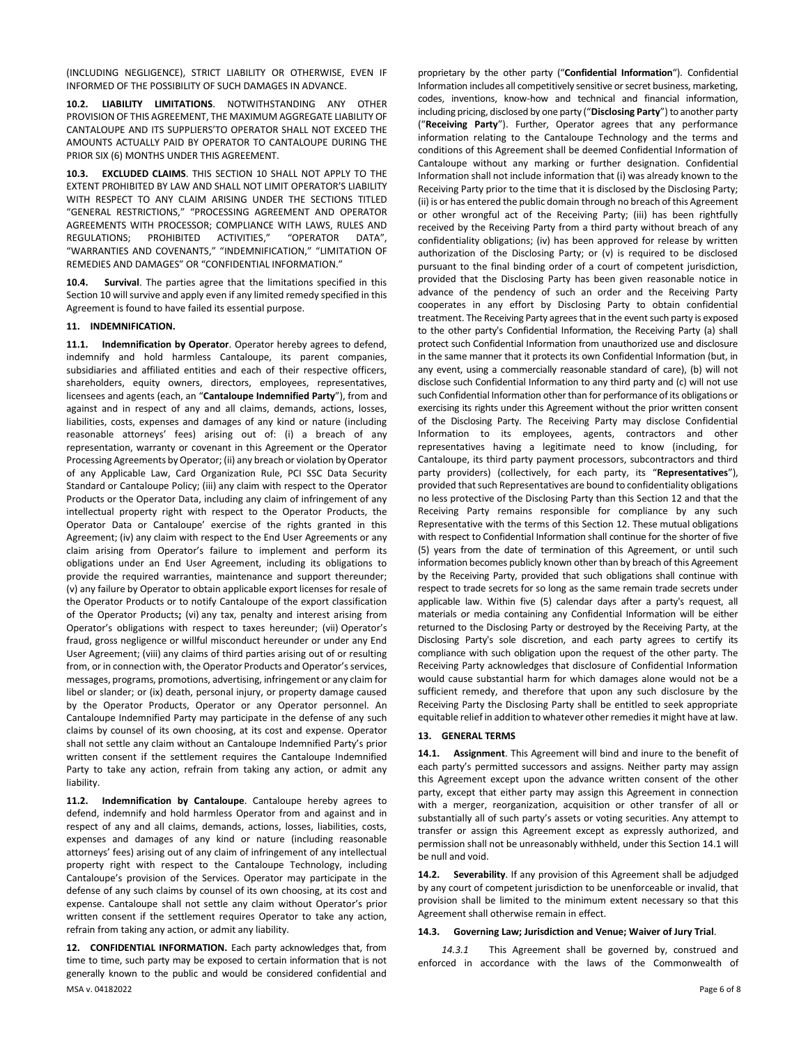(INCLUDING NEGLIGENCE), STRICT LIABILITY OR OTHERWISE, EVEN IF INFORMED OF THE POSSIBILITY OF SUCH DAMAGES IN ADVANCE.

**10.2. LIABILITY LIMITATIONS**. NOTWITHSTANDING ANY OTHER PROVISION OF THIS AGREEMENT, THE MAXIMUM AGGREGATE LIABILITY OF CANTALOUPE AND ITS SUPPLIERS'TO OPERATOR SHALL NOT EXCEED THE AMOUNTS ACTUALLY PAID BY OPERATOR TO CANTALOUPE DURING THE PRIOR SIX (6) MONTHS UNDER THIS AGREEMENT.

**10.3. EXCLUDED CLAIMS**. THIS SECTION 10 SHALL NOT APPLY TO THE EXTENT PROHIBITED BY LAW AND SHALL NOT LIMIT OPERATOR'S LIABILITY WITH RESPECT TO ANY CLAIM ARISING UNDER THE SECTIONS TITLED "GENERAL RESTRICTIONS," "PROCESSING AGREEMENT AND OPERATOR AGREEMENTS WITH PROCESSOR; COMPLIANCE WITH LAWS, RULES AND REGULATIONS; PROHIBITED ACTIVITIES," "OPERATOR DATA", "WARRANTIES AND COVENANTS," "INDEMNIFICATION," "LIMITATION OF REMEDIES AND DAMAGES" OR "CONFIDENTIAL INFORMATION."

**10.4. Survival**. The parties agree that the limitations specified in this Section 10 will survive and apply even if any limited remedy specified in this Agreement is found to have failed its essential purpose.

**11. INDEMNIFICATION.**

**11.1. Indemnification by Operator**. Operator hereby agrees to defend, indemnify and hold harmless Cantaloupe, its parent companies, subsidiaries and affiliated entities and each of their respective officers, shareholders, equity owners, directors, employees, representatives, licensees and agents (each, an "**Cantaloupe Indemnified Party**"), from and against and in respect of any and all claims, demands, actions, losses, liabilities, costs, expenses and damages of any kind or nature (including reasonable attorneys' fees) arising out of: (i) a breach of any representation, warranty or covenant in this Agreement or the Operator Processing Agreements by Operator; (ii) any breach or violation by Operator of any Applicable Law, Card Organization Rule, PCI SSC Data Security Standard or Cantaloupe Policy; (iii) any claim with respect to the Operator Products or the Operator Data, including any claim of infringement of any intellectual property right with respect to the Operator Products, the Operator Data or Cantaloupe' exercise of the rights granted in this Agreement; (iv) any claim with respect to the End User Agreements or any claim arising from Operator's failure to implement and perform its obligations under an End User Agreement, including its obligations to provide the required warranties, maintenance and support thereunder; (v) any failure by Operator to obtain applicable export licenses for resale of the Operator Products or to notify Cantaloupe of the export classification of the Operator Products**;** (vi) any tax, penalty and interest arising from Operator's obligations with respect to taxes hereunder; (vii) Operator's fraud, gross negligence or willful misconduct hereunder or under any End User Agreement; (viii) any claims of third parties arising out of or resulting from, or in connection with, the Operator Products and Operator's services, messages, programs, promotions, advertising, infringement or any claim for libel or slander; or (ix) death, personal injury, or property damage caused by the Operator Products, Operator or any Operator personnel. An Cantaloupe Indemnified Party may participate in the defense of any such claims by counsel of its own choosing, at its cost and expense. Operator shall not settle any claim without an Cantaloupe Indemnified Party's prior written consent if the settlement requires the Cantaloupe Indemnified Party to take any action, refrain from taking any action, or admit any liability.

**11.2. Indemnification by Cantaloupe**. Cantaloupe hereby agrees to defend, indemnify and hold harmless Operator from and against and in respect of any and all claims, demands, actions, losses, liabilities, costs, expenses and damages of any kind or nature (including reasonable attorneys' fees) arising out of any claim of infringement of any intellectual property right with respect to the Cantaloupe Technology, including Cantaloupe's provision of the Services. Operator may participate in the defense of any such claims by counsel of its own choosing, at its cost and expense. Cantaloupe shall not settle any claim without Operator's prior written consent if the settlement requires Operator to take any action, refrain from taking any action, or admit any liability.

**12. CONFIDENTIAL INFORMATION.** Each party acknowledges that, from time to time, such party may be exposed to certain information that is not generally known to the public and would be considered confidential and proprietary by the other party ("**Confidential Information**"). Confidential Information includes all competitively sensitive or secret business, marketing, codes, inventions, know-how and technical and financial information, including pricing, disclosed by one party ("**Disclosing Party**") to another party ("**Receiving Party**"). Further, Operator agrees that any performance information relating to the Cantaloupe Technology and the terms and conditions of this Agreement shall be deemed Confidential Information of Cantaloupe without any marking or further designation. Confidential Information shall not include information that (i) was already known to the Receiving Party prior to the time that it is disclosed by the Disclosing Party; (ii) is or has entered the public domain through no breach of this Agreement or other wrongful act of the Receiving Party; (iii) has been rightfully received by the Receiving Party from a third party without breach of any confidentiality obligations; (iv) has been approved for release by written authorization of the Disclosing Party; or (v) is required to be disclosed pursuant to the final binding order of a court of competent jurisdiction, provided that the Disclosing Party has been given reasonable notice in advance of the pendency of such an order and the Receiving Party cooperates in any effort by Disclosing Party to obtain confidential treatment. The Receiving Party agrees that in the event such party is exposed to the other party's Confidential Information, the Receiving Party (a) shall protect such Confidential Information from unauthorized use and disclosure in the same manner that it protects its own Confidential Information (but, in any event, using a commercially reasonable standard of care), (b) will not disclose such Confidential Information to any third party and (c) will not use such Confidential Information other than for performance of its obligations or exercising its rights under this Agreement without the prior written consent of the Disclosing Party. The Receiving Party may disclose Confidential Information to its employees, agents, contractors and other representatives having a legitimate need to know (including, for Cantaloupe, its third party payment processors, subcontractors and third party providers) (collectively, for each party, its "**Representatives**"), provided that such Representatives are bound to confidentiality obligations no less protective of the Disclosing Party than this Section 12 and that the Receiving Party remains responsible for compliance by any such Representative with the terms of this Section 12. These mutual obligations with respect to Confidential Information shall continue for the shorter of five (5) years from the date of termination of this Agreement, or until such information becomes publicly known other than by breach of this Agreement by the Receiving Party, provided that such obligations shall continue with respect to trade secrets for so long as the same remain trade secrets under applicable law. Within five (5) calendar days after a party's request, all materials or media containing any Confidential Information will be either returned to the Disclosing Party or destroyed by the Receiving Party, at the Disclosing Party's sole discretion, and each party agrees to certify its compliance with such obligation upon the request of the other party. The Receiving Party acknowledges that disclosure of Confidential Information would cause substantial harm for which damages alone would not be a sufficient remedy, and therefore that upon any such disclosure by the Receiving Party the Disclosing Party shall be entitled to seek appropriate equitable relief in addition to whatever other remedies it might have at law.

**13. GENERAL TERMS**

**14.1. Assignment**. This Agreement will bind and inure to the benefit of each party's permitted successors and assigns. Neither party may assign this Agreement except upon the advance written consent of the other party, except that either party may assign this Agreement in connection with a merger, reorganization, acquisition or other transfer of all or substantially all of such party's assets or voting securities. Any attempt to transfer or assign this Agreement except as expressly authorized, and permission shall not be unreasonably withheld, under this Section 14.1 will be null and void.

**14.2. Severability**. If any provision of this Agreement shall be adjudged by any court of competent jurisdiction to be unenforceable or invalid, that provision shall be limited to the minimum extent necessary so that this Agreement shall otherwise remain in effect.

**14.3. Governing Law; Jurisdiction and Venue; Waiver of Jury Trial**.

*14.3.1* This Agreement shall be governed by, construed and enforced in accordance with the laws of the Commonwealth of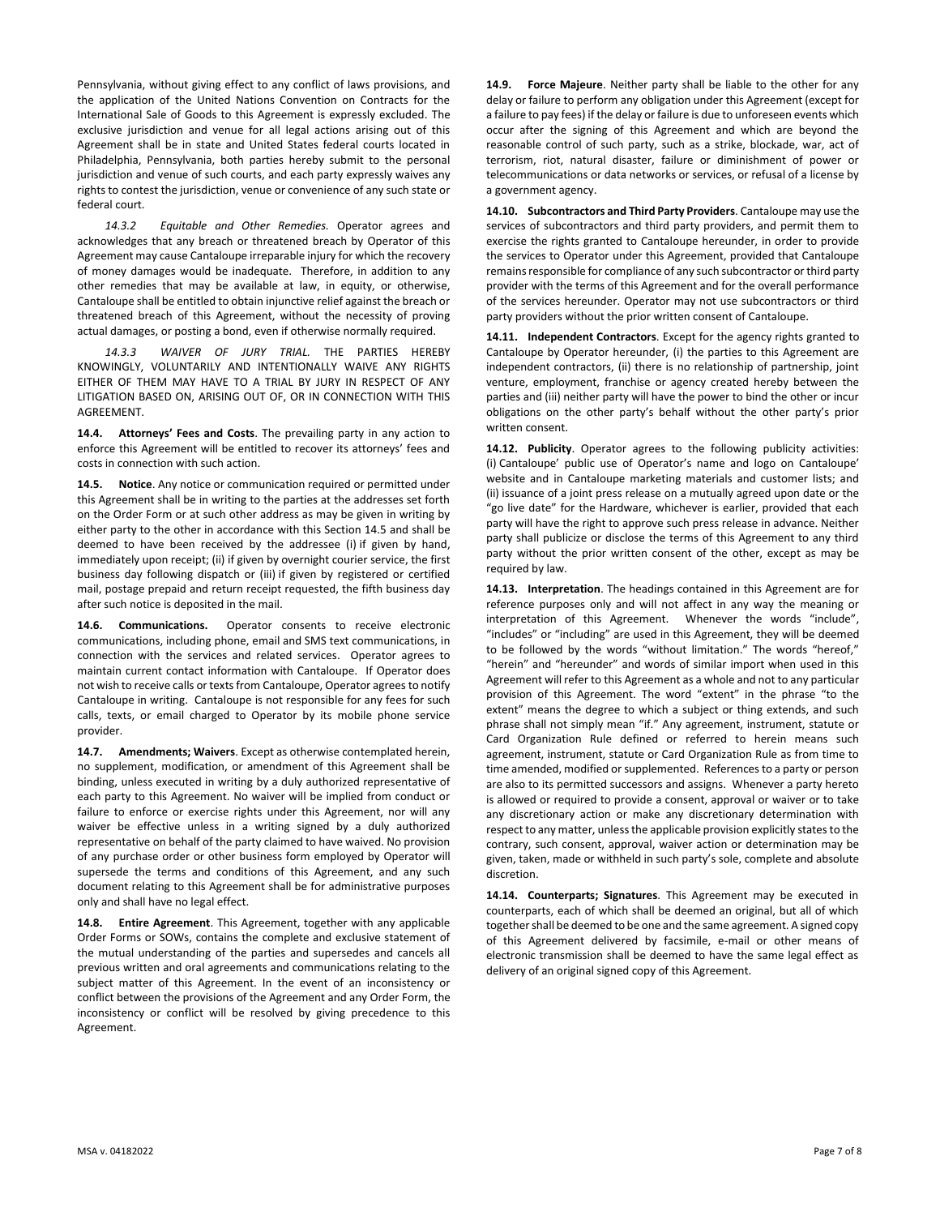Pennsylvania, without giving effect to any conflict of laws provisions, and the application of the United Nations Convention on Contracts for the International Sale of Goods to this Agreement is expressly excluded. The exclusive jurisdiction and venue for all legal actions arising out of this Agreement shall be in state and United States federal courts located in Philadelphia, Pennsylvania, both parties hereby submit to the personal jurisdiction and venue of such courts, and each party expressly waives any rights to contest the jurisdiction, venue or convenience of any such state or federal court.

*14.3.2 Equitable and Other Remedies.* Operator agrees and acknowledges that any breach or threatened breach by Operator of this Agreement may cause Cantaloupe irreparable injury for which the recovery of money damages would be inadequate. Therefore, in addition to any other remedies that may be available at law, in equity, or otherwise, Cantaloupe shall be entitled to obtain injunctive relief against the breach or threatened breach of this Agreement, without the necessity of proving actual damages, or posting a bond, even if otherwise normally required.

*14.3.3 WAIVER OF JURY TRIAL.* THE PARTIES HEREBY KNOWINGLY, VOLUNTARILY AND INTENTIONALLY WAIVE ANY RIGHTS EITHER OF THEM MAY HAVE TO A TRIAL BY JURY IN RESPECT OF ANY LITIGATION BASED ON, ARISING OUT OF, OR IN CONNECTION WITH THIS AGREEMENT.

**14.4. Attorneys' Fees and Costs**. The prevailing party in any action to enforce this Agreement will be entitled to recover its attorneys' fees and costs in connection with such action.

**14.5. Notice**. Any notice or communication required or permitted under this Agreement shall be in writing to the parties at the addresses set forth on the Order Form or at such other address as may be given in writing by either party to the other in accordance with this Section 14.5 and shall be deemed to have been received by the addressee (i) if given by hand, immediately upon receipt; (ii) if given by overnight courier service, the first business day following dispatch or (iii) if given by registered or certified mail, postage prepaid and return receipt requested, the fifth business day after such notice is deposited in the mail.

**14.6. Communications.** Operator consents to receive electronic communications, including phone, email and SMS text communications, in connection with the services and related services. Operator agrees to maintain current contact information with Cantaloupe. If Operator does not wish to receive calls or texts from Cantaloupe, Operator agrees to notify Cantaloupe in writing. Cantaloupe is not responsible for any fees for such calls, texts, or email charged to Operator by its mobile phone service provider.

**14.7. Amendments; Waivers**. Except as otherwise contemplated herein, no supplement, modification, or amendment of this Agreement shall be binding, unless executed in writing by a duly authorized representative of each party to this Agreement. No waiver will be implied from conduct or failure to enforce or exercise rights under this Agreement, nor will any waiver be effective unless in a writing signed by a duly authorized representative on behalf of the party claimed to have waived. No provision of any purchase order or other business form employed by Operator will supersede the terms and conditions of this Agreement, and any such document relating to this Agreement shall be for administrative purposes only and shall have no legal effect.

**14.8. Entire Agreement**. This Agreement, together with any applicable Order Forms or SOWs, contains the complete and exclusive statement of the mutual understanding of the parties and supersedes and cancels all previous written and oral agreements and communications relating to the subject matter of this Agreement. In the event of an inconsistency or conflict between the provisions of the Agreement and any Order Form, the inconsistency or conflict will be resolved by giving precedence to this Agreement.

**14.9. Force Majeure**. Neither party shall be liable to the other for any delay or failure to perform any obligation under this Agreement (except for a failure to pay fees) if the delay or failure is due to unforeseen events which occur after the signing of this Agreement and which are beyond the reasonable control of such party, such as a strike, blockade, war, act of terrorism, riot, natural disaster, failure or diminishment of power or telecommunications or data networks or services, or refusal of a license by a government agency.

**14.10. Subcontractors and Third Party Providers**. Cantaloupe may use the services of subcontractors and third party providers, and permit them to exercise the rights granted to Cantaloupe hereunder, in order to provide the services to Operator under this Agreement, provided that Cantaloupe remains responsible for compliance of any such subcontractor or third party provider with the terms of this Agreement and for the overall performance of the services hereunder. Operator may not use subcontractors or third party providers without the prior written consent of Cantaloupe.

**14.11. Independent Contractors**. Except for the agency rights granted to Cantaloupe by Operator hereunder, (i) the parties to this Agreement are independent contractors, (ii) there is no relationship of partnership, joint venture, employment, franchise or agency created hereby between the parties and (iii) neither party will have the power to bind the other or incur obligations on the other party's behalf without the other party's prior written consent.

**14.12. Publicity**. Operator agrees to the following publicity activities: (i) Cantaloupe' public use of Operator's name and logo on Cantaloupe' website and in Cantaloupe marketing materials and customer lists; and (ii) issuance of a joint press release on a mutually agreed upon date or the "go live date" for the Hardware, whichever is earlier, provided that each party will have the right to approve such press release in advance. Neither party shall publicize or disclose the terms of this Agreement to any third party without the prior written consent of the other, except as may be required by law.

**14.13. Interpretation**. The headings contained in this Agreement are for reference purposes only and will not affect in any way the meaning or interpretation of this Agreement. Whenever the words "include", "includes" or "including" are used in this Agreement, they will be deemed to be followed by the words "without limitation." The words "hereof," "herein" and "hereunder" and words of similar import when used in this Agreement will refer to this Agreement as a whole and not to any particular provision of this Agreement. The word "extent" in the phrase "to the extent" means the degree to which a subject or thing extends, and such phrase shall not simply mean "if." Any agreement, instrument, statute or Card Organization Rule defined or referred to herein means such agreement, instrument, statute or Card Organization Rule as from time to time amended, modified or supplemented. References to a party or person are also to its permitted successors and assigns. Whenever a party hereto is allowed or required to provide a consent, approval or waiver or to take any discretionary action or make any discretionary determination with respect to any matter, unless the applicable provision explicitly states to the contrary, such consent, approval, waiver action or determination may be given, taken, made or withheld in such party's sole, complete and absolute discretion.

**14.14. Counterparts; Signatures**. This Agreement may be executed in counterparts, each of which shall be deemed an original, but all of which together shall be deemed to be one and the same agreement. A signed copy of this Agreement delivered by facsimile, e-mail or other means of electronic transmission shall be deemed to have the same legal effect as delivery of an original signed copy of this Agreement.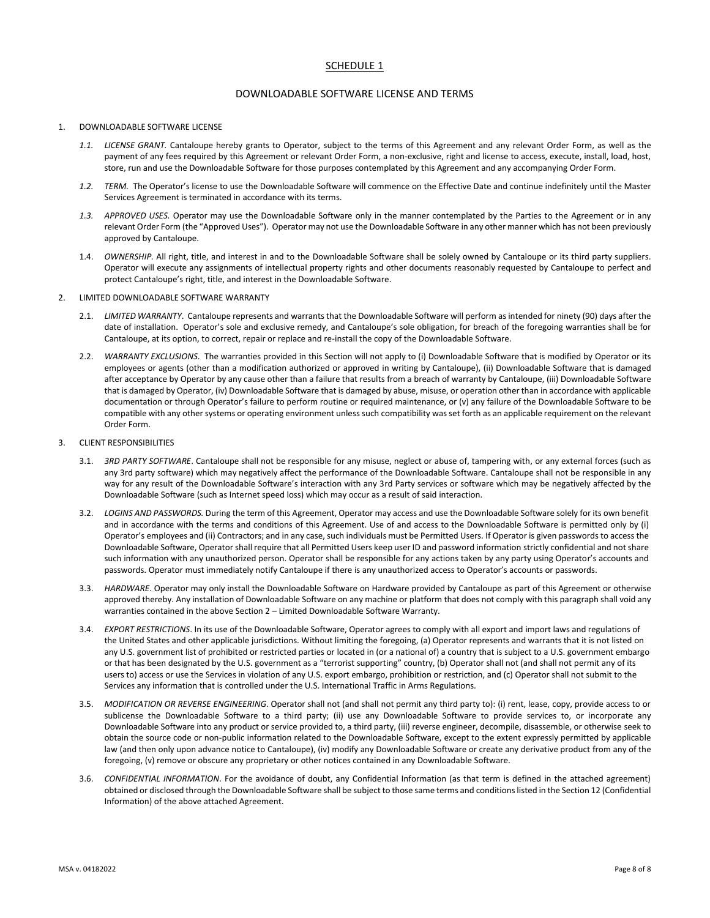## SCHEDULE 1

## DOWNLOADABLE SOFTWARE LICENSE AND TERMS

1. DOWNLOADABLE SOFTWARE LICENSE

   *1.1. LICENSE GRANT.* Cantaloupe hereby grants to Operator, subject to the terms of this Agreement and any relevant Order Form, as well as the payment of any fees required by this Agreement or relevant Order Form, a non-exclusive, right and license to access, execute, install, load, host, store, run and use the Downloadable Software for those purposes contemplated by this Agreement and any accompanying Order Form.

   *1.2. TERM.* The Operator's license to use the Downloadable Software will commence on the Effective Date and continue indefinitely until the Master Services Agreement is terminated in accordance with its terms.

   *1.3. APPROVED USES.* Operator may use the Downloadable Software only in the manner contemplated by the Parties to the Agreement or in any relevant Order Form (the "Approved Uses"). Operator may not use the Downloadable Software in any other manner which has not been previously approved by Cantaloupe.

   1.4. *OWNERSHIP.* All right, title, and interest in and to the Downloadable Software shall be solely owned by Cantaloupe or its third party suppliers. Operator will execute any assignments of intellectual property rights and other documents reasonably requested by Cantaloupe to perfect and protect Cantaloupe's right, title, and interest in the Downloadable Software.

2. LIMITED DOWNLOADABLE SOFTWARE WARRANTY

   2.1. *LIMITED WARRANTY*. Cantaloupe represents and warrants that the Downloadable Software will perform as intended for ninety (90) days after the date of installation. Operator's sole and exclusive remedy, and Cantaloupe's sole obligation, for breach of the foregoing warranties shall be for Cantaloupe, at its option, to correct, repair or replace and re-install the copy of the Downloadable Software.

   2.2. *WARRANTY EXCLUSIONS*. The warranties provided in this Section will not apply to (i) Downloadable Software that is modified by Operator or its employees or agents (other than a modification authorized or approved in writing by Cantaloupe), (ii) Downloadable Software that is damaged after acceptance by Operator by any cause other than a failure that results from a breach of warranty by Cantaloupe, (iii) Downloadable Software that is damaged by Operator, (iv) Downloadable Software that is damaged by abuse, misuse, or operation other than in accordance with applicable documentation or through Operator's failure to perform routine or required maintenance, or (v) any failure of the Downloadable Software to be compatible with any other systems or operating environment unless such compatibility was set forth as an applicable requirement on the relevant Order Form.

3. CLIENT RESPONSIBILITIES

   3.1. *3RD PARTY SOFTWARE*. Cantaloupe shall not be responsible for any misuse, neglect or abuse of, tampering with, or any external forces (such as any 3rd party software) which may negatively affect the performance of the Downloadable Software. Cantaloupe shall not be responsible in any way for any result of the Downloadable Software's interaction with any 3rd Party services or software which may be negatively affected by the Downloadable Software (such as Internet speed loss) which may occur as a result of said interaction.

   3.2. *LOGINS AND PASSWORDS.* During the term of this Agreement, Operator may access and use the Downloadable Software solely for its own benefit and in accordance with the terms and conditions of this Agreement. Use of and access to the Downloadable Software is permitted only by (i) Operator's employees and (ii) Contractors; and in any case, such individuals must be Permitted Users. If Operator is given passwords to access the Downloadable Software, Operator shall require that all Permitted Users keep user ID and password information strictly confidential and not share such information with any unauthorized person. Operator shall be responsible for any actions taken by any party using Operator's accounts and passwords. Operator must immediately notify Cantaloupe if there is any unauthorized access to Operator's accounts or passwords.

   3.3. *HARDWARE*. Operator may only install the Downloadable Software on Hardware provided by Cantaloupe as part of this Agreement or otherwise approved thereby. Any installation of Downloadable Software on any machine or platform that does not comply with this paragraph shall void any warranties contained in the above Section 2 – Limited Downloadable Software Warranty.

   3.4. *EXPORT RESTRICTIONS*. In its use of the Downloadable Software, Operator agrees to comply with all export and import laws and regulations of the United States and other applicable jurisdictions. Without limiting the foregoing, (a) Operator represents and warrants that it is not listed on any U.S. government list of prohibited or restricted parties or located in (or a national of) a country that is subject to a U.S. government embargo or that has been designated by the U.S. government as a "terrorist supporting" country, (b) Operator shall not (and shall not permit any of its users to) access or use the Services in violation of any U.S. export embargo, prohibition or restriction, and (c) Operator shall not submit to the Services any information that is controlled under the U.S. International Traffic in Arms Regulations.

   3.5. *MODIFICATION OR REVERSE ENGINEERING*. Operator shall not (and shall not permit any third party to): (i) rent, lease, copy, provide access to or sublicense the Downloadable Software to a third party; (ii) use any Downloadable Software to provide services to, or incorporate any Downloadable Software into any product or service provided to, a third party, (iii) reverse engineer, decompile, disassemble, or otherwise seek to obtain the source code or non-public information related to the Downloadable Software, except to the extent expressly permitted by applicable law (and then only upon advance notice to Cantaloupe), (iv) modify any Downloadable Software or create any derivative product from any of the foregoing, (v) remove or obscure any proprietary or other notices contained in any Downloadable Software.

   3.6. *CONFIDENTIAL INFORMATION*. For the avoidance of doubt, any Confidential Information (as that term is defined in the attached agreement) obtained or disclosed through the Downloadable Software shall be subject to those same terms and conditions listed in the Section 12 (Confidential Information) of the above attached Agreement.

MSA v. 04182022